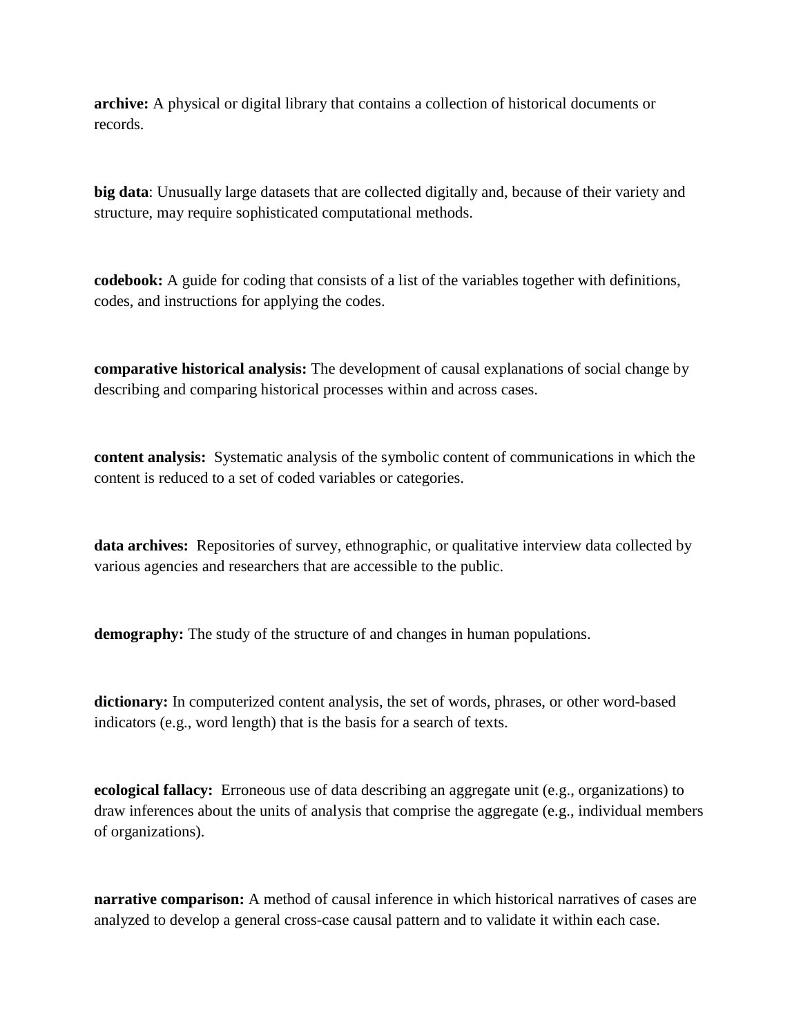**archive:** A physical or digital library that contains a collection of historical documents or records.

**big data**: Unusually large datasets that are collected digitally and, because of their variety and structure, may require sophisticated computational methods.

**codebook:** A guide for coding that consists of a list of the variables together with definitions, codes, and instructions for applying the codes.

**comparative historical analysis:** The development of causal explanations of social change by describing and comparing historical processes within and across cases.

**content analysis:** Systematic analysis of the symbolic content of communications in which the content is reduced to a set of coded variables or categories.

**data archives:** Repositories of survey, ethnographic, or qualitative interview data collected by various agencies and researchers that are accessible to the public.

**demography:** The study of the structure of and changes in human populations.

**dictionary:** In computerized content analysis, the set of words, phrases, or other word-based indicators (e.g., word length) that is the basis for a search of texts.

**ecological fallacy:** Erroneous use of data describing an aggregate unit (e.g., organizations) to draw inferences about the units of analysis that comprise the aggregate (e.g., individual members of organizations).

**narrative comparison:** A method of causal inference in which historical narratives of cases are analyzed to develop a general cross-case causal pattern and to validate it within each case.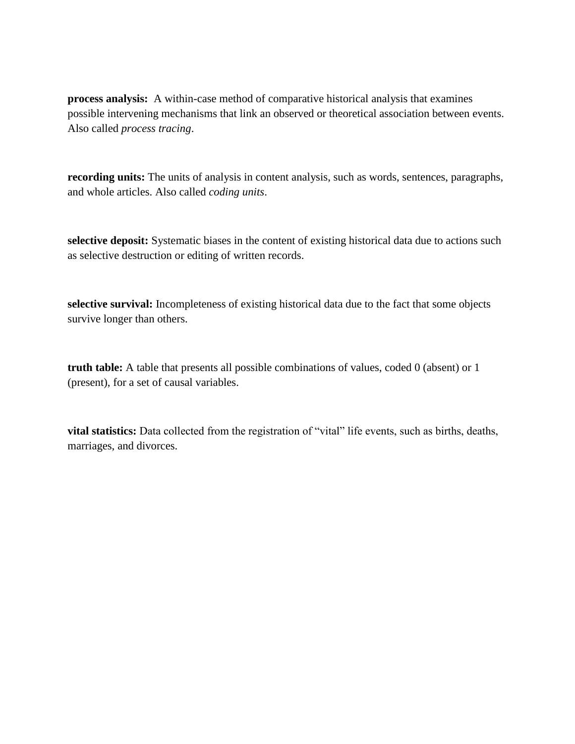**process analysis:** A within-case method of comparative historical analysis that examines possible intervening mechanisms that link an observed or theoretical association between events. Also called *process tracing*.

**recording units:** The units of analysis in content analysis, such as words, sentences, paragraphs, and whole articles. Also called *coding units*.

**selective deposit:** Systematic biases in the content of existing historical data due to actions such as selective destruction or editing of written records.

**selective survival:** Incompleteness of existing historical data due to the fact that some objects survive longer than others.

**truth table:** A table that presents all possible combinations of values, coded 0 (absent) or 1 (present), for a set of causal variables.

**vital statistics:** Data collected from the registration of "vital" life events, such as births, deaths, marriages, and divorces.